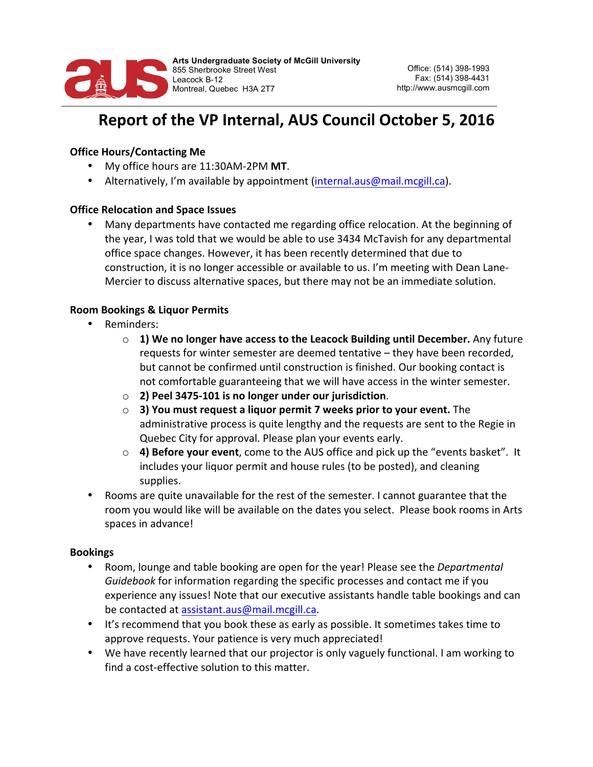Arts Undergraduate Society of McGill University
855 Sherbrooke Street West
Leacock B-12
Montreal, Quebec H3A 2T7

Office: (514) 398-1993
Fax: (514) 398-4431
http://www.ausmcgill.com

# Report of the VP Internal, AUS Council October 5, 2016

### Office Hours/Contacting Me

- My office hours are 11:30AM-2PM **MT**.
- Alternatively, I'm available by appointment (internal.aus@mail.mcgill.ca).

### Office Relocation and Space Issues

- Many departments have contacted me regarding office relocation. At the beginning of the year, I was told that we would be able to use 3434 McTavish for any departmental office space changes. However, it has been recently determined that due to construction, it is no longer accessible or available to us. I'm meeting with Dean Lane-Mercier to discuss alternative spaces, but there may not be an immediate solution.

### Room Bookings & Liquor Permits

- Reminders:
  - **1) We no longer have access to the Leacock Building until December.** Any future requests for winter semester are deemed tentative – they have been recorded, but cannot be confirmed until construction is finished. Our booking contact is not comfortable guaranteeing that we will have access in the winter semester.
  - **2) Peel 3475-101 is no longer under our jurisdiction**.
  - **3) You must request a liquor permit 7 weeks prior to your event.** The administrative process is quite lengthy and the requests are sent to the Regie in Quebec City for approval. Please plan your events early.
  - **4) Before your event**, come to the AUS office and pick up the "events basket". It includes your liquor permit and house rules (to be posted), and cleaning supplies.
- Rooms are quite unavailable for the rest of the semester. I cannot guarantee that the room you would like will be available on the dates you select. Please book rooms in Arts spaces in advance!

### Bookings

- Room, lounge and table booking are open for the year! Please see the *Departmental Guidebook* for information regarding the specific processes and contact me if you experience any issues! Note that our executive assistants handle table bookings and can be contacted at assistant.aus@mail.mcgill.ca.
- It's recommend that you book these as early as possible. It sometimes takes time to approve requests. Your patience is very much appreciated!
- We have recently learned that our projector is only vaguely functional. I am working to find a cost-effective solution to this matter.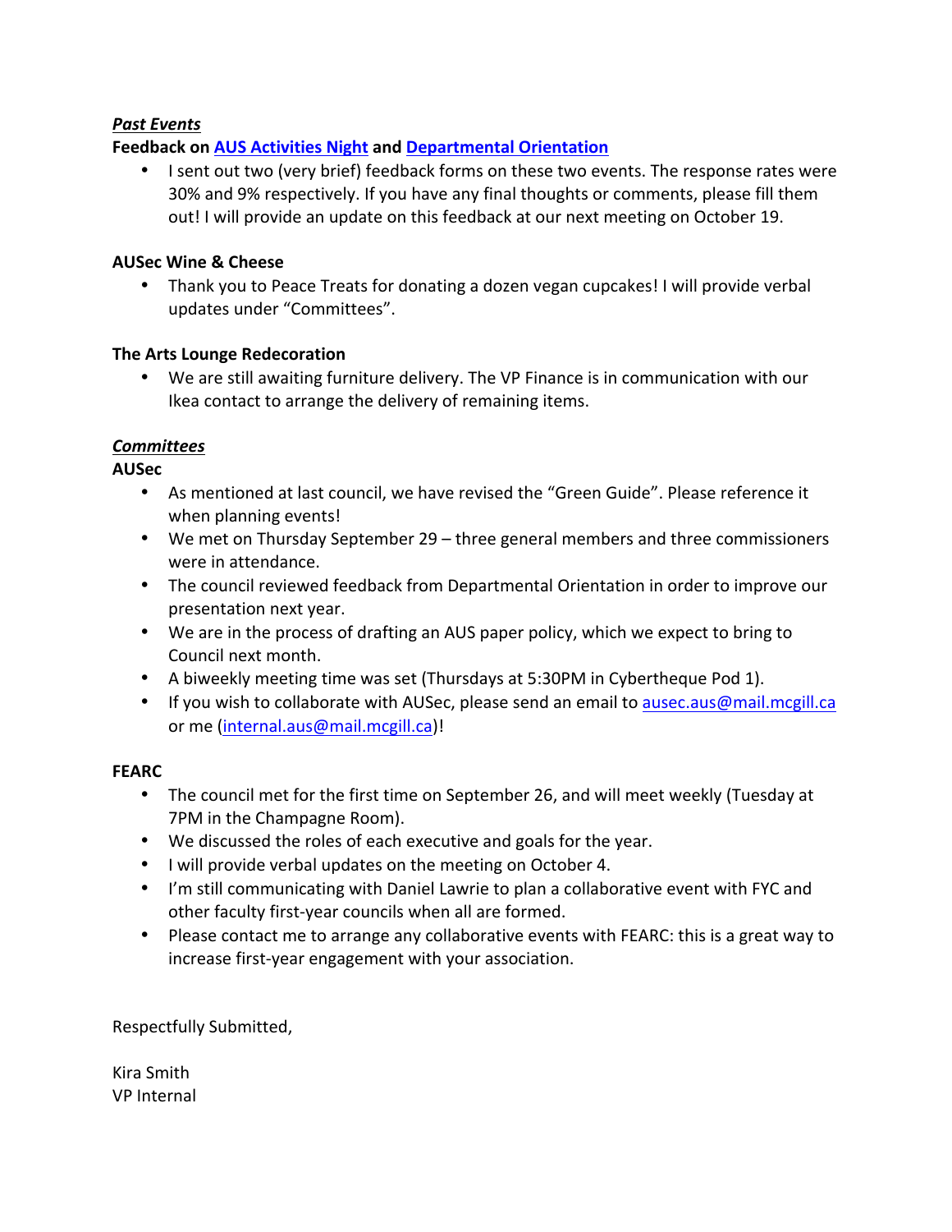***Past Events***

**Feedback on AUS Activities Night and Departmental Orientation**

- I sent out two (very brief) feedback forms on these two events. The response rates were 30% and 9% respectively. If you have any final thoughts or comments, please fill them out! I will provide an update on this feedback at our next meeting on October 19.

**AUSec Wine & Cheese**

- Thank you to Peace Treats for donating a dozen vegan cupcakes! I will provide verbal updates under "Committees".

**The Arts Lounge Redecoration**

- We are still awaiting furniture delivery. The VP Finance is in communication with our Ikea contact to arrange the delivery of remaining items.

***Committees***

**AUSec**

- As mentioned at last council, we have revised the "Green Guide". Please reference it when planning events!
- We met on Thursday September 29 – three general members and three commissioners were in attendance.
- The council reviewed feedback from Departmental Orientation in order to improve our presentation next year.
- We are in the process of drafting an AUS paper policy, which we expect to bring to Council next month.
- A biweekly meeting time was set (Thursdays at 5:30PM in Cybertheque Pod 1).
- If you wish to collaborate with AUSec, please send an email to ausec.aus@mail.mcgill.ca or me (internal.aus@mail.mcgill.ca)!

**FEARC**

- The council met for the first time on September 26, and will meet weekly (Tuesday at 7PM in the Champagne Room).
- We discussed the roles of each executive and goals for the year.
- I will provide verbal updates on the meeting on October 4.
- I'm still communicating with Daniel Lawrie to plan a collaborative event with FYC and other faculty first-year councils when all are formed.
- Please contact me to arrange any collaborative events with FEARC: this is a great way to increase first-year engagement with your association.

Respectfully Submitted,

Kira Smith
VP Internal